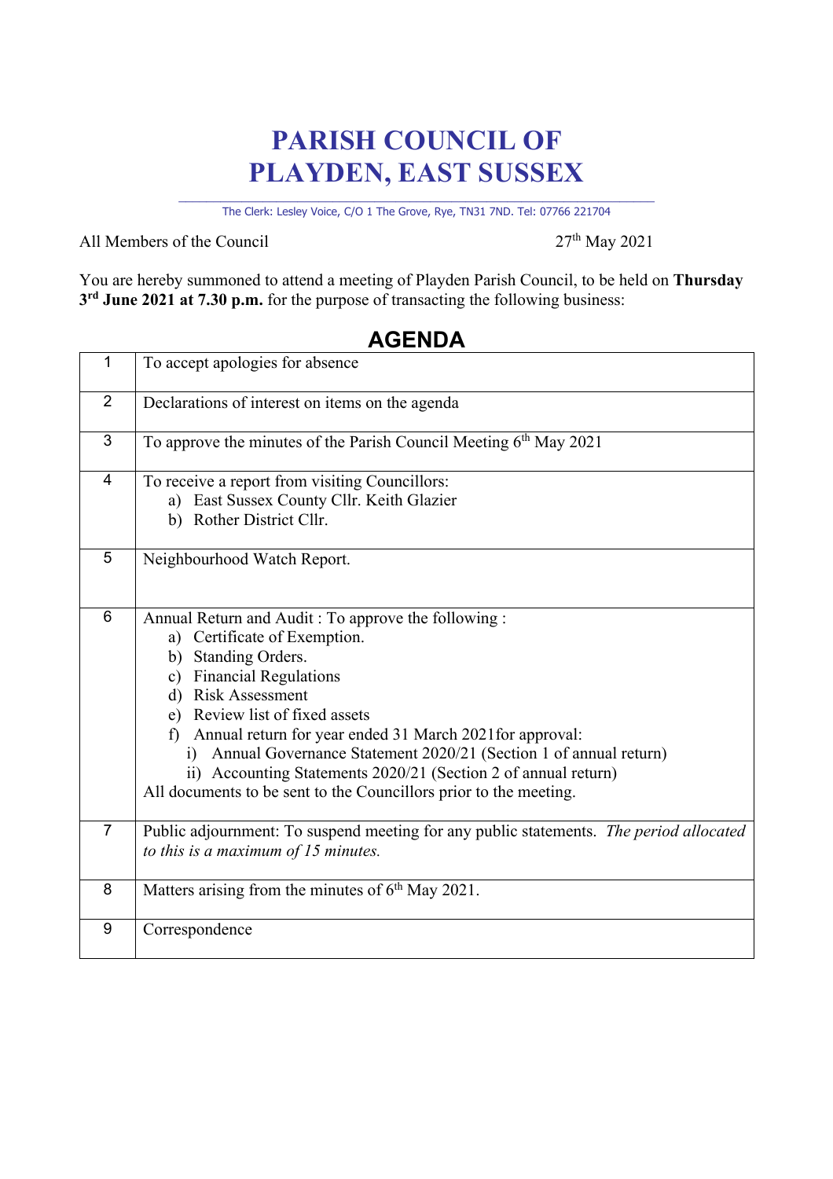# PARISH COUNCIL OF PLAYDEN, EAST SUSSEX

The Clerk: Lesley Voice, C/O 1 The Grove, Rye, TN31 7ND. Tel: 07766 221704

All Members of the Council

27th May 2021

You are hereby summoned to attend a meeting of Playden Parish Council, to be held on **Thursday 3rd June 2021 at 7.30 p.m.** for the purpose of transacting the following business:

## AGENDA

| | |
|---|---|
| 1 | To accept apologies for absence |
| 2 | Declarations of interest on items on the agenda |
| 3 | To approve the minutes of the Parish Council Meeting 6th May 2021 |
| 4 | To receive a report from visiting Councillors:<br>a) East Sussex County Cllr. Keith Glazier<br>b) Rother District Cllr. |
| 5 | Neighbourhood Watch Report. |
| 6 | Annual Return and Audit : To approve the following :<br>a) Certificate of Exemption.<br>b) Standing Orders.<br>c) Financial Regulations<br>d) Risk Assessment<br>e) Review list of fixed assets<br>f) Annual return for year ended 31 March 2021for approval:<br>i) Annual Governance Statement 2020/21 (Section 1 of annual return)<br>ii) Accounting Statements 2020/21 (Section 2 of annual return)<br>All documents to be sent to the Councillors prior to the meeting. |
| 7 | Public adjournment: To suspend meeting for any public statements. *The period allocated to this is a maximum of 15 minutes.* |
| 8 | Matters arising from the minutes of 6th May 2021. |
| 9 | Correspondence |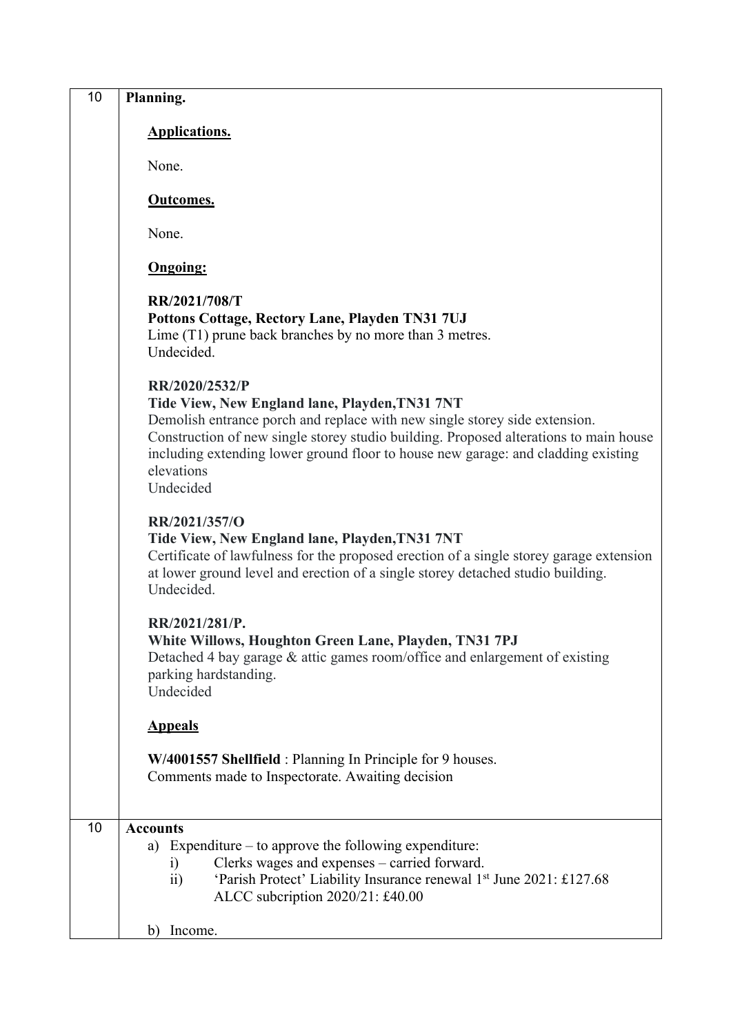| | |
|---|---|
| 10 | **Planning.**<br><br>**<u>Applications.</u>**<br><br>None.<br><br>**<u>Outcomes.</u>**<br><br>None.<br><br>**<u>Ongoing:</u>**<br><br>**RR/2021/708/T**<br>**Pottons Cottage, Rectory Lane, Playden TN31 7UJ**<br>Lime (T1) prune back branches by no more than 3 metres.<br>Undecided.<br><br>**RR/2020/2532/P**<br>**Tide View, New England lane, Playden,TN31 7NT**<br>Demolish entrance porch and replace with new single storey side extension. Construction of new single storey studio building. Proposed alterations to main house including extending lower ground floor to house new garage: and cladding existing elevations<br>Undecided<br><br>**RR/2021/357/O**<br>**Tide View, New England lane, Playden,TN31 7NT**<br>Certificate of lawfulness for the proposed erection of a single storey garage extension at lower ground level and erection of a single storey detached studio building.<br>Undecided.<br><br>**RR/2021/281/P.**<br>**White Willows, Houghton Green Lane, Playden, TN31 7PJ**<br>Detached 4 bay garage & attic games room/office and enlargement of existing parking hardstanding.<br>Undecided<br><br>**<u>Appeals</u>**<br><br>**W/4001557 Shellfield** : Planning In Principle for 9 houses.<br>Comments made to Inspectorate. Awaiting decision |
| 10 | **Accounts**<br>a) Expenditure – to approve the following expenditure:<br>&nbsp;&nbsp;&nbsp;&nbsp;i) Clerks wages and expenses – carried forward.<br>&nbsp;&nbsp;&nbsp;&nbsp;ii) 'Parish Protect' Liability Insurance renewal 1st June 2021: £127.68<br>&nbsp;&nbsp;&nbsp;&nbsp;&nbsp;&nbsp;&nbsp;&nbsp;ALCC subcription 2020/21: £40.00<br><br>b) Income. |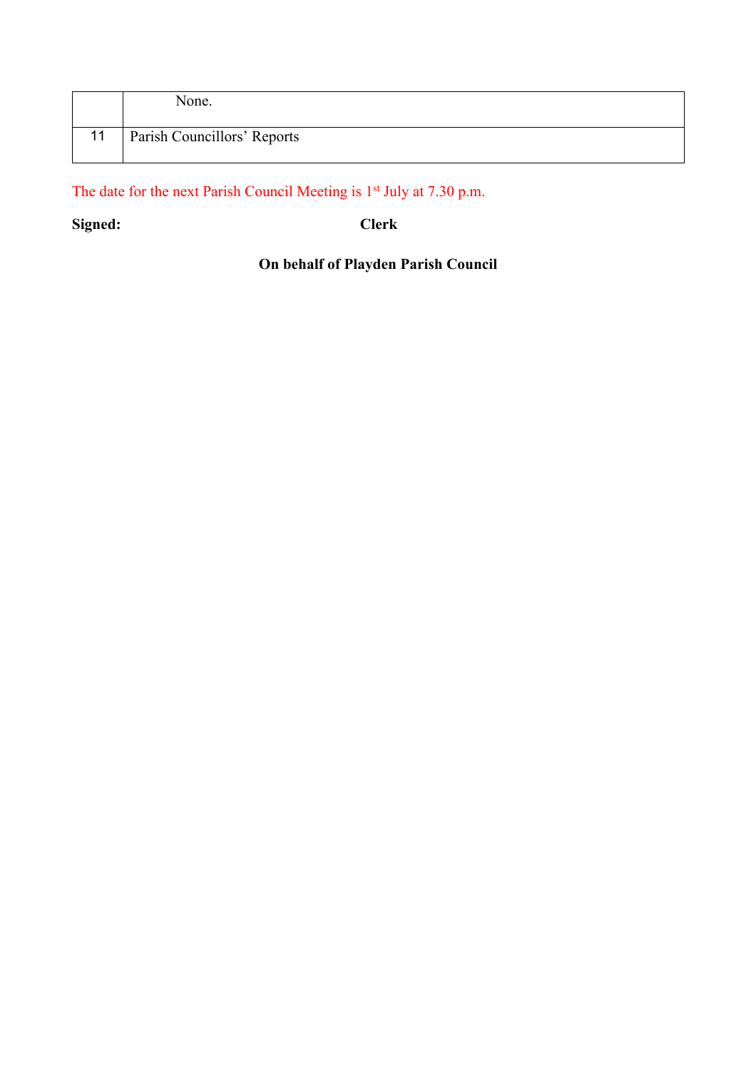| | |
|---|---|
| | None. |
| 11 | Parish Councillors' Reports |

The date for the next Parish Council Meeting is 1st July at 7.30 p.m.

**Signed:** **Clerk**

**On behalf of Playden Parish Council**